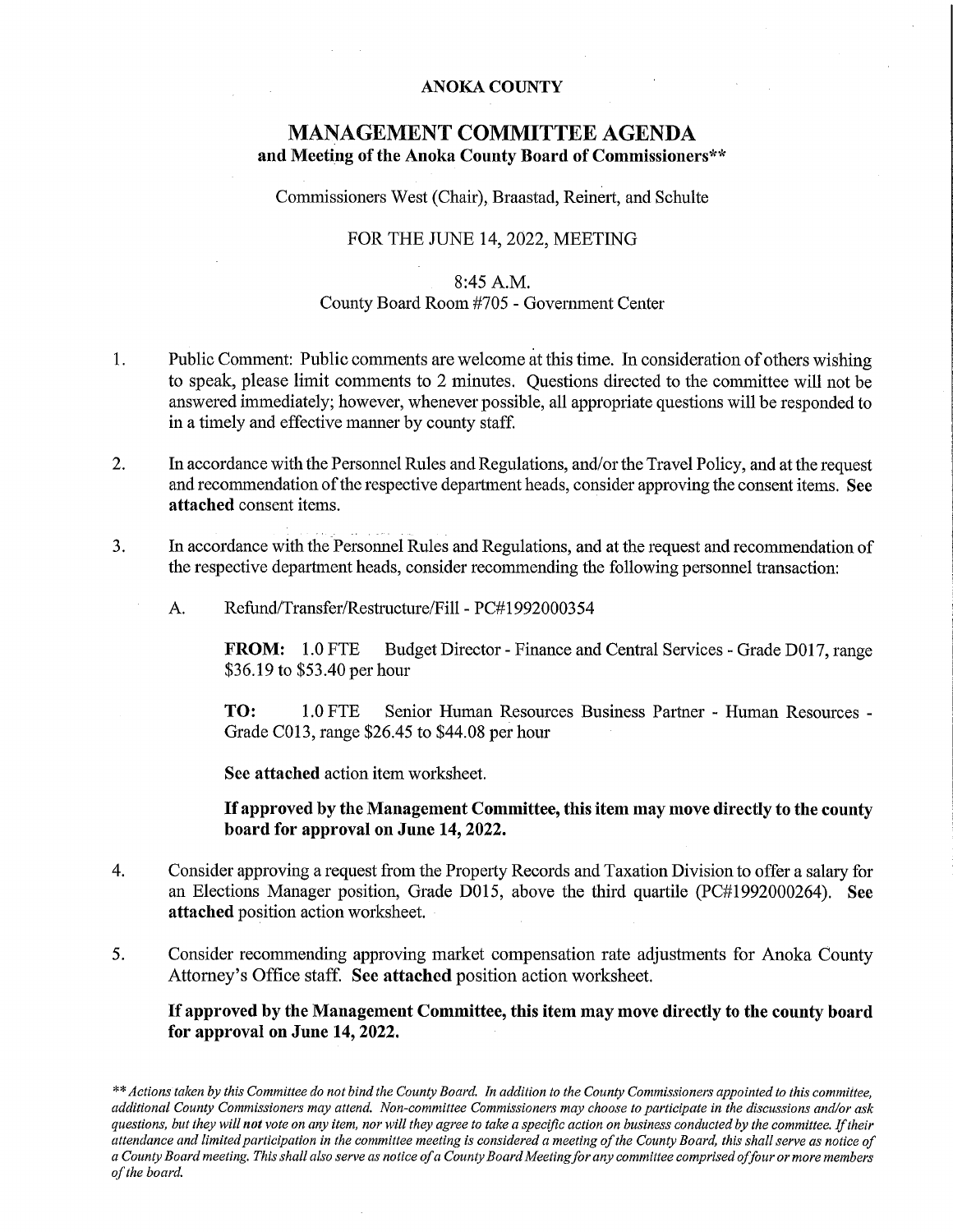**ANOKA COUNTY**

# MANAGEMENT COMMITTEE AGENDA

## and Meeting of the Anoka County Board of Commissioners**

Commissioners West (Chair), Braastad, Reinert, and Schulte

FOR THE JUNE 14, 2022, MEETING

8:45 A.M.
County Board Room #705 - Government Center

1. Public Comment: Public comments are welcome at this time. In consideration of others wishing to speak, please limit comments to 2 minutes. Questions directed to the committee will not be answered immediately; however, whenever possible, all appropriate questions will be responded to in a timely and effective manner by county staff.

2. In accordance with the Personnel Rules and Regulations, and/or the Travel Policy, and at the request and recommendation of the respective department heads, consider approving the consent items. **See attached** consent items.

3. In accordance with the Personnel Rules and Regulations, and at the request and recommendation of the respective department heads, consider recommending the following personnel transaction:

   A. Refund/Transfer/Restructure/Fill - PC#1992000354

      **FROM:** 1.0 FTE Budget Director - Finance and Central Services - Grade D017, range $36.19 to $53.40 per hour

      **TO:** 1.0 FTE Senior Human Resources Business Partner - Human Resources - Grade C013, range $26.45 to $44.08 per hour

      **See attached** action item worksheet.

      **If approved by the Management Committee, this item may move directly to the county board for approval on June 14, 2022.**

4. Consider approving a request from the Property Records and Taxation Division to offer a salary for an Elections Manager position, Grade D015, above the third quartile (PC#1992000264). **See attached** position action worksheet.

5. Consider recommending approving market compensation rate adjustments for Anoka County Attorney's Office staff. **See attached** position action worksheet.

   **If approved by the Management Committee, this item may move directly to the county board for approval on June 14, 2022.**

*\*\* Actions taken by this Committee do not bind the County Board. In addition to the County Commissioners appointed to this committee, additional County Commissioners may attend. Non-committee Commissioners may choose to participate in the discussions and/or ask questions, but they will **not** vote on any item, nor will they agree to take a specific action on business conducted by the committee. If their attendance and limited participation in the committee meeting is considered a meeting of the County Board, this shall serve as notice of a County Board meeting. This shall also serve as notice of a County Board Meeting for any committee comprised of four or more members of the board.*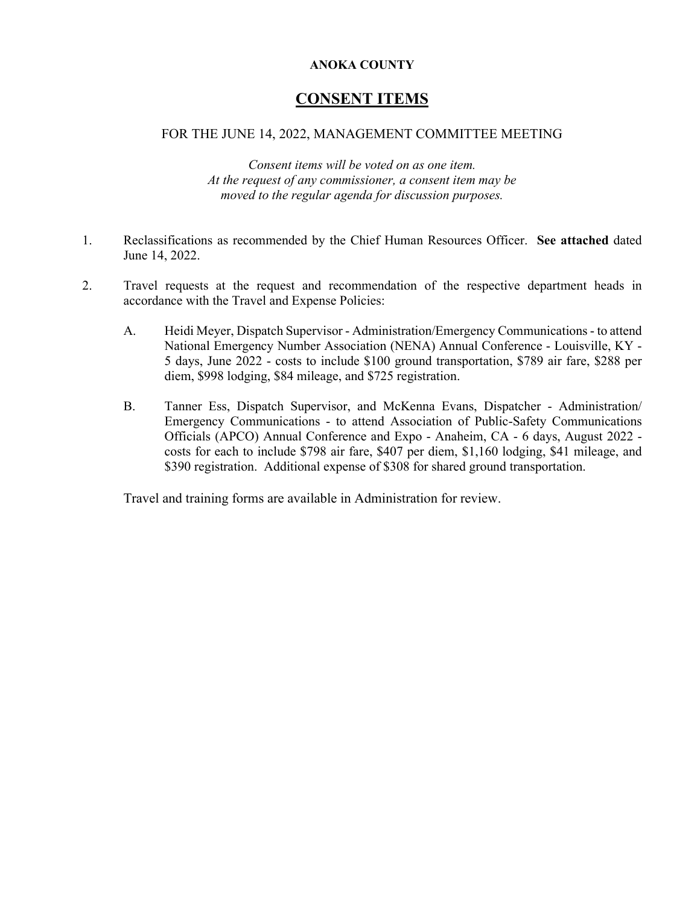**ANOKA COUNTY**

# CONSENT ITEMS

FOR THE JUNE 14, 2022, MANAGEMENT COMMITTEE MEETING

*Consent items will be voted on as one item.*
*At the request of any commissioner, a consent item may be moved to the regular agenda for discussion purposes.*

1. Reclassifications as recommended by the Chief Human Resources Officer. **See attached** dated June 14, 2022.

2. Travel requests at the request and recommendation of the respective department heads in accordance with the Travel and Expense Policies:

   A. Heidi Meyer, Dispatch Supervisor - Administration/Emergency Communications - to attend National Emergency Number Association (NENA) Annual Conference - Louisville, KY - 5 days, June 2022 - costs to include $100 ground transportation, $789 air fare, $288 per diem, $998 lodging, $84 mileage, and $725 registration.

   B. Tanner Ess, Dispatch Supervisor, and McKenna Evans, Dispatcher - Administration/ Emergency Communications - to attend Association of Public-Safety Communications Officials (APCO) Annual Conference and Expo - Anaheim, CA - 6 days, August 2022 - costs for each to include $798 air fare, $407 per diem, $1,160 lodging, $41 mileage, and $390 registration. Additional expense of $308 for shared ground transportation.

   Travel and training forms are available in Administration for review.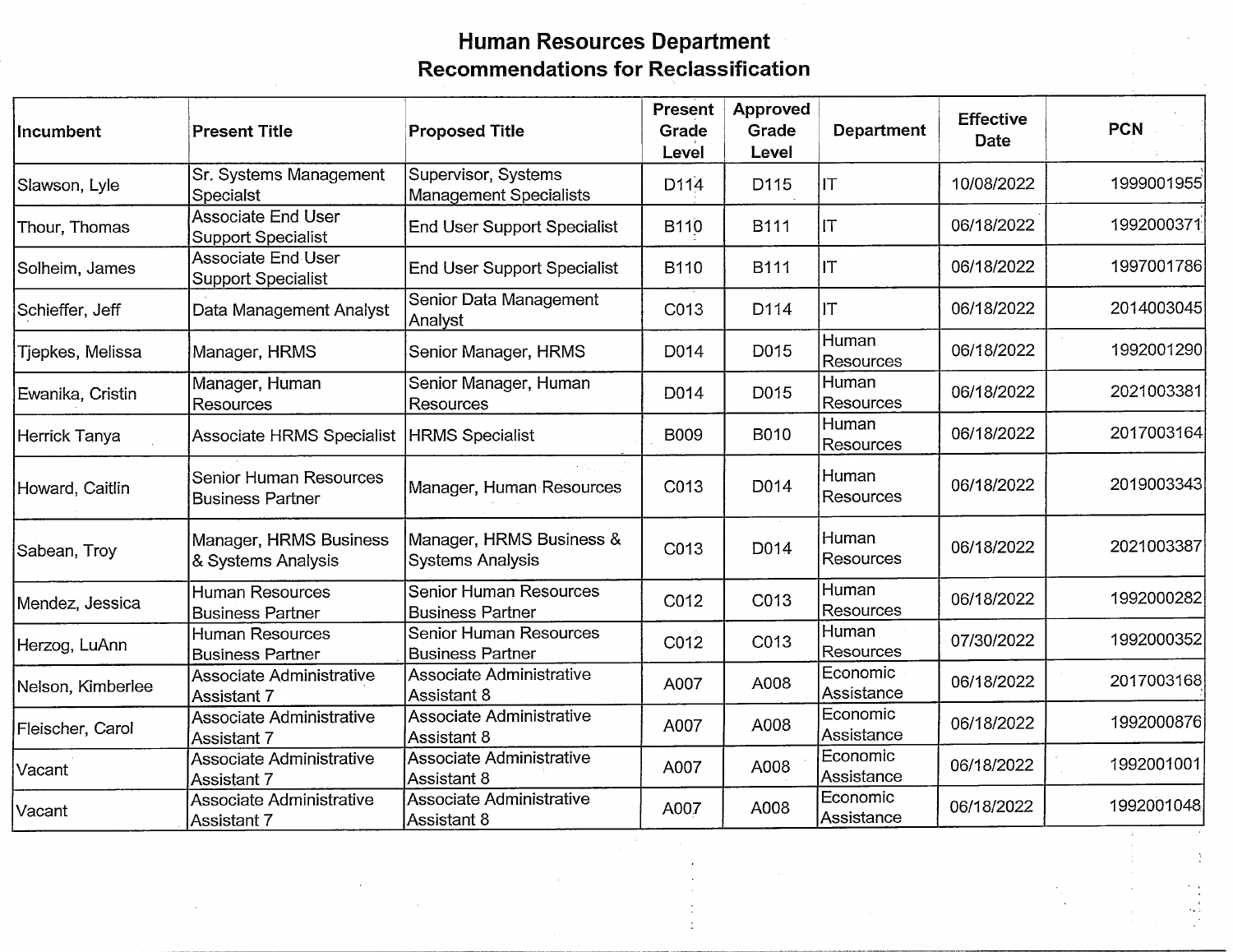# Human Resources Department
## Recommendations for Reclassification

| Incumbent | Present Title | Proposed Title | Present Grade Level | Approved Grade Level | Department | Effective Date | PCN |
|---|---|---|---|---|---|---|---|
| Slawson, Lyle | Sr. Systems Management Specialst | Supervisor, Systems Management Specialists | D114 | D115 | IT | 10/08/2022 | 1999001955 |
| Thour, Thomas | Associate End User Support Specialist | End User Support Specialist | B110 | B111 | IT | 06/18/2022 | 1992000371 |
| Solheim, James | Associate End User Support Specialist | End User Support Specialist | B110 | B111 | IT | 06/18/2022 | 1997001786 |
| Schieffer, Jeff | Data Management Analyst | Senior Data Management Analyst | C013 | D114 | IT | 06/18/2022 | 2014003045 |
| Tjepkes, Melissa | Manager, HRMS | Senior Manager, HRMS | D014 | D015 | Human Resources | 06/18/2022 | 1992001290 |
| Ewanika, Cristin | Manager, Human Resources | Senior Manager, Human Resources | D014 | D015 | Human Resources | 06/18/2022 | 2021003381 |
| Herrick Tanya | Associate HRMS Specialist | HRMS Specialist | B009 | B010 | Human Resources | 06/18/2022 | 2017003164 |
| Howard, Caitlin | Senior Human Resources Business Partner | Manager, Human Resources | C013 | D014 | Human Resources | 06/18/2022 | 2019003343 |
| Sabean, Troy | Manager, HRMS Business & Systems Analysis | Manager, HRMS Business & Systems Analysis | C013 | D014 | Human Resources | 06/18/2022 | 2021003387 |
| Mendez, Jessica | Human Resources Business Partner | Senior Human Resources Business Partner | C012 | C013 | Human Resources | 06/18/2022 | 1992000282 |
| Herzog, LuAnn | Human Resources Business Partner | Senior Human Resources Business Partner | C012 | C013 | Human Resources | 07/30/2022 | 1992000352 |
| Nelson, Kimberlee | Associate Administrative Assistant 7 | Associate Administrative Assistant 8 | A007 | A008 | Economic Assistance | 06/18/2022 | 2017003168 |
| Fleischer, Carol | Associate Administrative Assistant 7 | Associate Administrative Assistant 8 | A007 | A008 | Economic Assistance | 06/18/2022 | 1992000876 |
| Vacant | Associate Administrative Assistant 7 | Associate Administrative Assistant 8 | A007 | A008 | Economic Assistance | 06/18/2022 | 1992001001 |
| Vacant | Associate Administrative Assistant 7 | Associate Administrative Assistant 8 | A007 | A008 | Economic Assistance | 06/18/2022 | 1992001048 |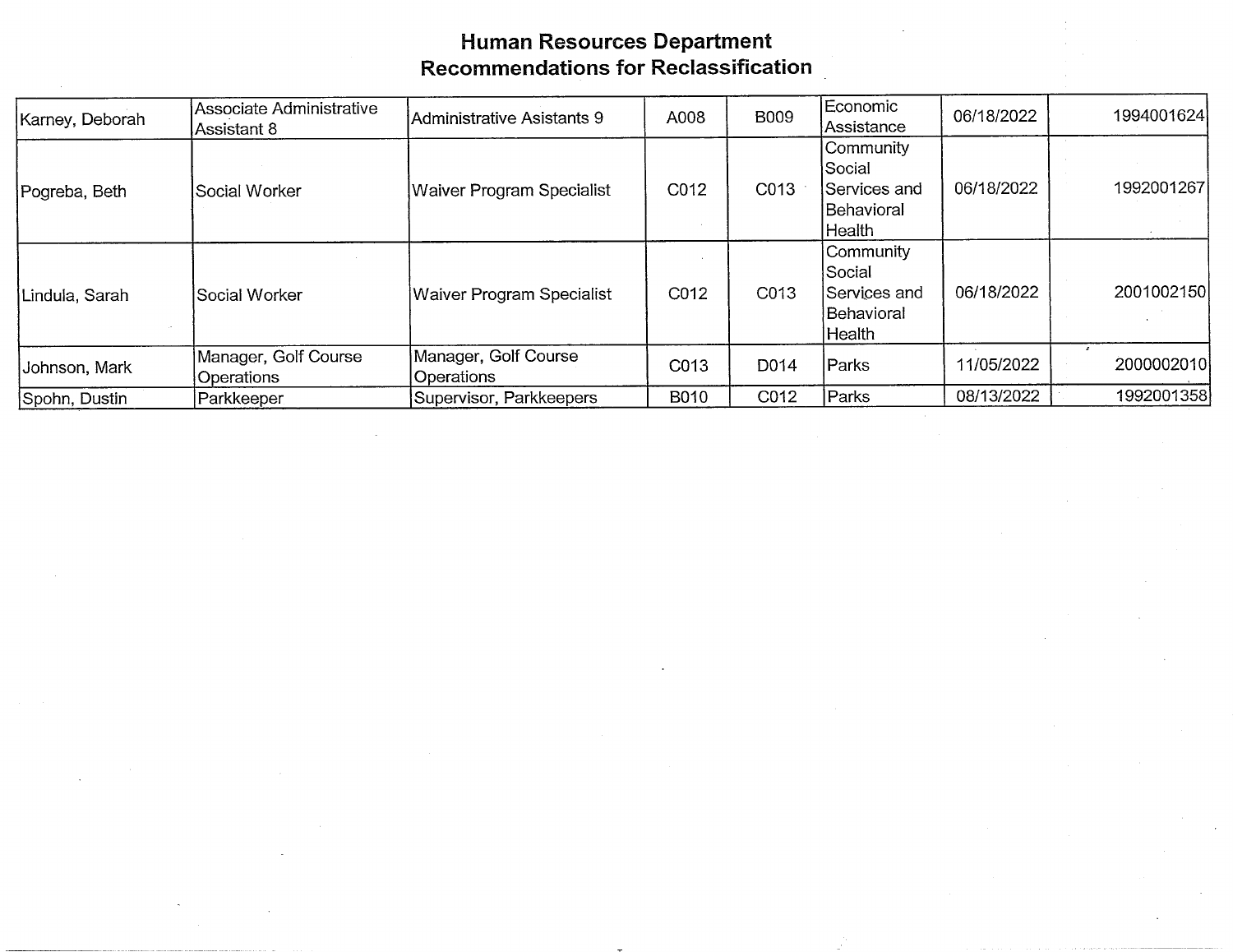# Human Resources Department
## Recommendations for Reclassification

| | | | | | | | |
|---|---|---|---|---|---|---|---|
| Karney, Deborah | Associate Administrative Assistant 8 | Administrative Asistants 9 | A008 | B009 | Economic Assistance | 06/18/2022 | 1994001624 |
| Pogreba, Beth | Social Worker | Waiver Program Specialist | C012 | C013 | Community Social Services and Behavioral Health | 06/18/2022 | 1992001267 |
| Lindula, Sarah | Social Worker | Waiver Program Specialist | C012 | C013 | Community Social Services and Behavioral Health | 06/18/2022 | 2001002150 |
| Johnson, Mark | Manager, Golf Course Operations | Manager, Golf Course Operations | C013 | D014 | Parks | 11/05/2022 | 2000002010 |
| Spohn, Dustin | Parkkeeper | Supervisor, Parkkeepers | B010 | C012 | Parks | 08/13/2022 | 1992001358 |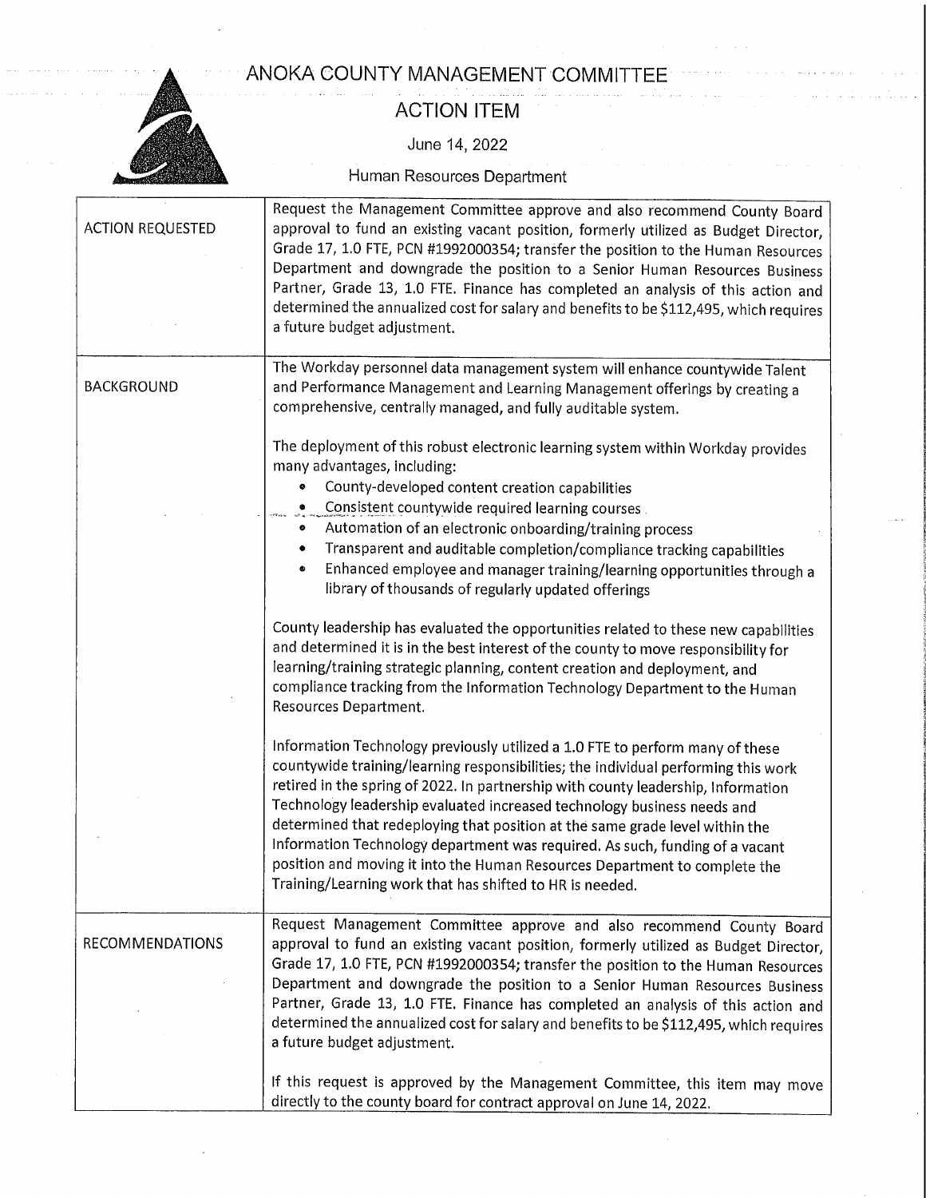# ANOKA COUNTY MANAGEMENT COMMITTEE

## ACTION ITEM

June 14, 2022

Human Resources Department

| | |
|---|---|
| ACTION REQUESTED | Request the Management Committee approve and also recommend County Board approval to fund an existing vacant position, formerly utilized as Budget Director, Grade 17, 1.0 FTE, PCN #1992000354; transfer the position to the Human Resources Department and downgrade the position to a Senior Human Resources Business Partner, Grade 13, 1.0 FTE. Finance has completed an analysis of this action and determined the annualized cost for salary and benefits to be $112,495, which requires a future budget adjustment. |
| BACKGROUND | The Workday personnel data management system will enhance countywide Talent and Performance Management and Learning Management offerings by creating a comprehensive, centrally managed, and fully auditable system.<br><br>The deployment of this robust electronic learning system within Workday provides many advantages, including:<br>• County-developed content creation capabilities<br>• Consistent countywide required learning courses<br>• Automation of an electronic onboarding/training process<br>• Transparent and auditable completion/compliance tracking capabilities<br>• Enhanced employee and manager training/learning opportunities through a library of thousands of regularly updated offerings<br><br>County leadership has evaluated the opportunities related to these new capabilities and determined it is in the best interest of the county to move responsibility for learning/training strategic planning, content creation and deployment, and compliance tracking from the Information Technology Department to the Human Resources Department.<br><br>Information Technology previously utilized a 1.0 FTE to perform many of these countywide training/learning responsibilities; the individual performing this work retired in the spring of 2022. In partnership with county leadership, Information Technology leadership evaluated increased technology business needs and determined that redeploying that position at the same grade level within the Information Technology department was required. As such, funding of a vacant position and moving it into the Human Resources Department to complete the Training/Learning work that has shifted to HR is needed. |
| RECOMMENDATIONS | Request Management Committee approve and also recommend County Board approval to fund an existing vacant position, formerly utilized as Budget Director, Grade 17, 1.0 FTE, PCN #1992000354; transfer the position to the Human Resources Department and downgrade the position to a Senior Human Resources Business Partner, Grade 13, 1.0 FTE. Finance has completed an analysis of this action and determined the annualized cost for salary and benefits to be $112,495, which requires a future budget adjustment.<br><br>If this request is approved by the Management Committee, this item may move directly to the county board for contract approval on June 14, 2022. |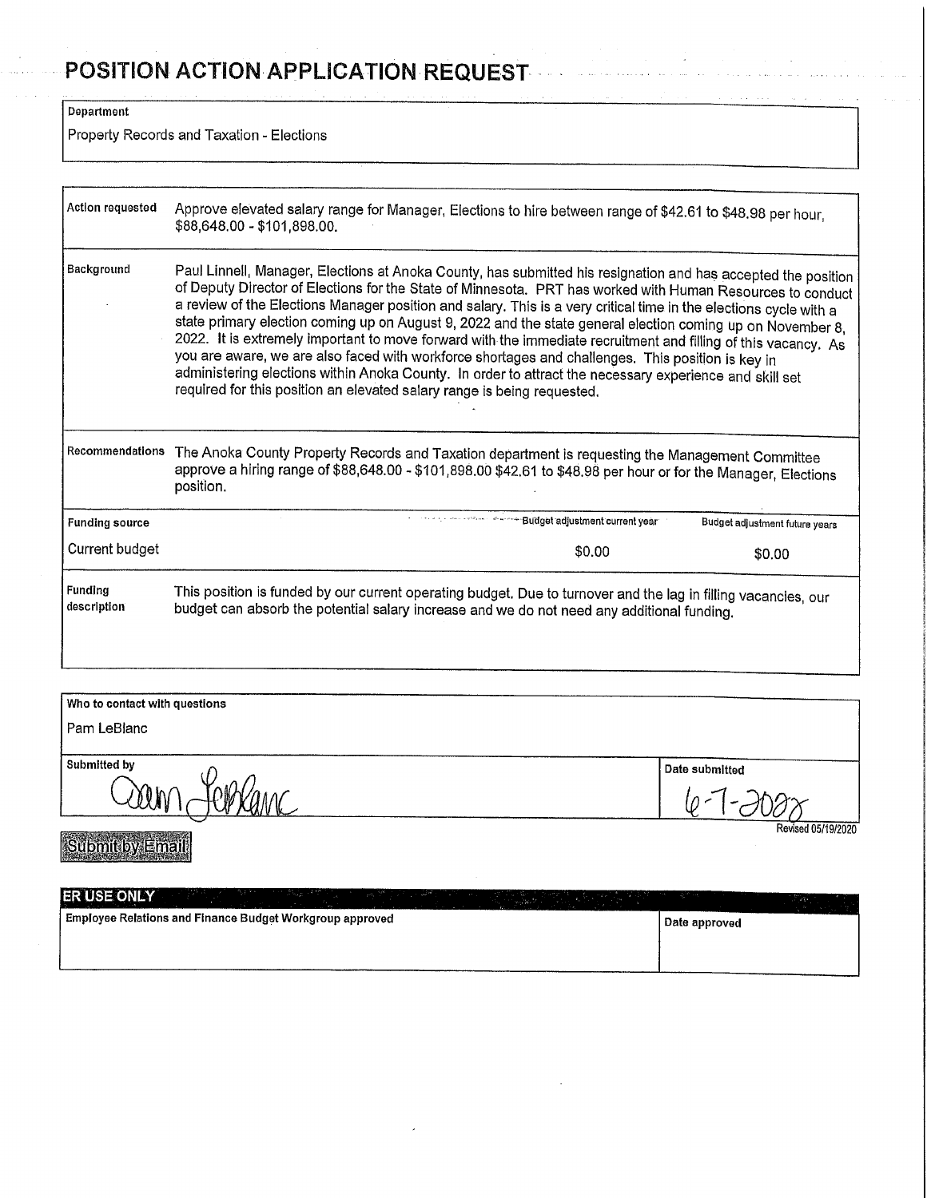# POSITION ACTION APPLICATION REQUEST

**Department**

Property Records and Taxation - Elections

| | |
|---|---|
| **Action requested** | Approve elevated salary range for Manager, Elections to hire between range of $42.61 to $48.98 per hour, $88,648.00 - $101,898.00. |
| **Background** | Paul Linnell, Manager, Elections at Anoka County, has submitted his resignation and has accepted the position of Deputy Director of Elections for the State of Minnesota. PRT has worked with Human Resources to conduct a review of the Elections Manager position and salary. This is a very critical time in the elections cycle with a state primary election coming up on August 9, 2022 and the state general election coming up on November 8, 2022. It is extremely important to move forward with the immediate recruitment and filling of this vacancy. As you are aware, we are also faced with workforce shortages and challenges. This position is key in administering elections within Anoka County. In order to attract the necessary experience and skill set required for this position an elevated salary range is being requested. |
| **Recommendations** | The Anoka County Property Records and Taxation department is requesting the Management Committee approve a hiring range of $88,648.00 - $101,898.00 $42.61 to $48.98 per hour or for the Manager, Elections position. |

| Funding source | Budget adjustment current year | Budget adjustment future years |
|---|---|---|
| Current budget | $0.00 | $0.00 |

| | |
|---|---|
| **Funding description** | This position is funded by our current operating budget. Due to turnover and the lag in filling vacancies, our budget can absorb the potential salary increase and we do not need any additional funding. |

**Who to contact with questions**

Pam LeBlanc

| Submitted by | Date submitted |
|---|---|
| Pam LeBlanc | 6-7-2022 |

Revised 05/19/2020

Submit by Email

**ER USE ONLY**

| Employee Relations and Finance Budget Workgroup approved | Date approved |
|---|---|
| | |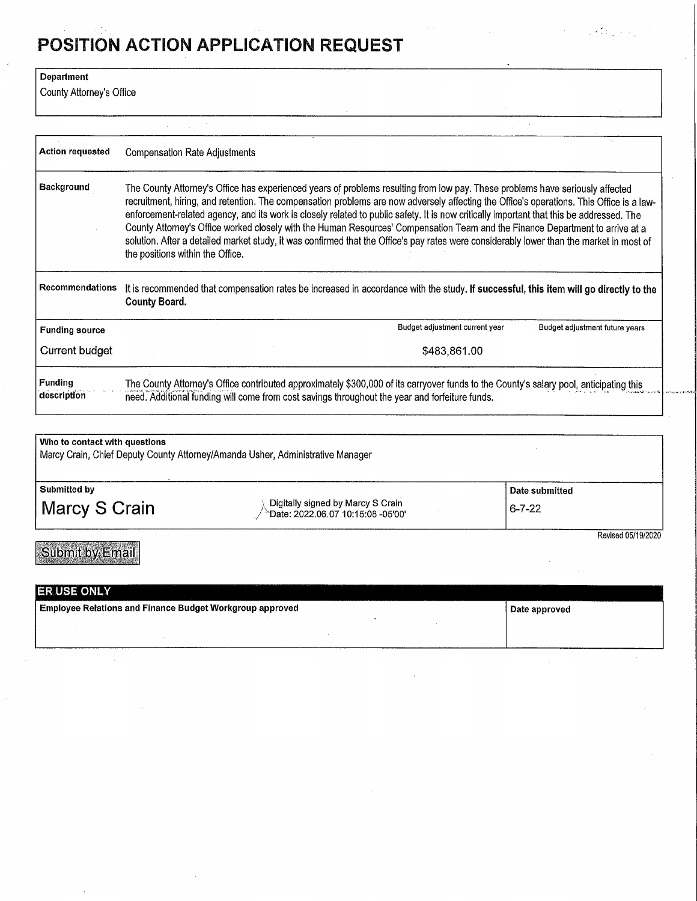# POSITION ACTION APPLICATION REQUEST

**Department**

County Attorney's Office

| | |
|---|---|
| **Action requested** | Compensation Rate Adjustments |
| **Background** | The County Attorney's Office has experienced years of problems resulting from low pay. These problems have seriously affected recruitment, hiring, and retention. The compensation problems are now adversely affecting the Office's operations. This Office is a law-enforcement-related agency, and its work is closely related to public safety. It is now critically important that this be addressed. The County Attorney's Office worked closely with the Human Resources' Compensation Team and the Finance Department to arrive at a solution. After a detailed market study, it was confirmed that the Office's pay rates were considerably lower than the market in most of the positions within the Office. |
| **Recommendations** | It is recommended that compensation rates be increased in accordance with the study. **If successful, this item will go directly to the County Board.** |

| **Funding source** | Budget adjustment current year | Budget adjustment future years |
|---|---|---|
| Current budget | $483,861.00 | |

| | |
|---|---|
| **Funding description** | The County Attorney's Office contributed approximately $300,000 of its carryover funds to the County's salary pool, anticipating this need. Additional funding will come from cost savings throughout the year and forfeiture funds. |

**Who to contact with questions**

Marcy Crain, Chief Deputy County Attorney/Amanda Usher, Administrative Manager

| **Submitted by** | | **Date submitted** |
|---|---|---|
| Marcy S Crain | Digitally signed by Marcy S Crain Date: 2022.06.07 10:15:08 -05'00' | 6-7-22 |

Revised 05/19/2020

Submit by Email

**ER USE ONLY**

| **Employee Relations and Finance Budget Workgroup approved** | **Date approved** |
|---|---|
| | |